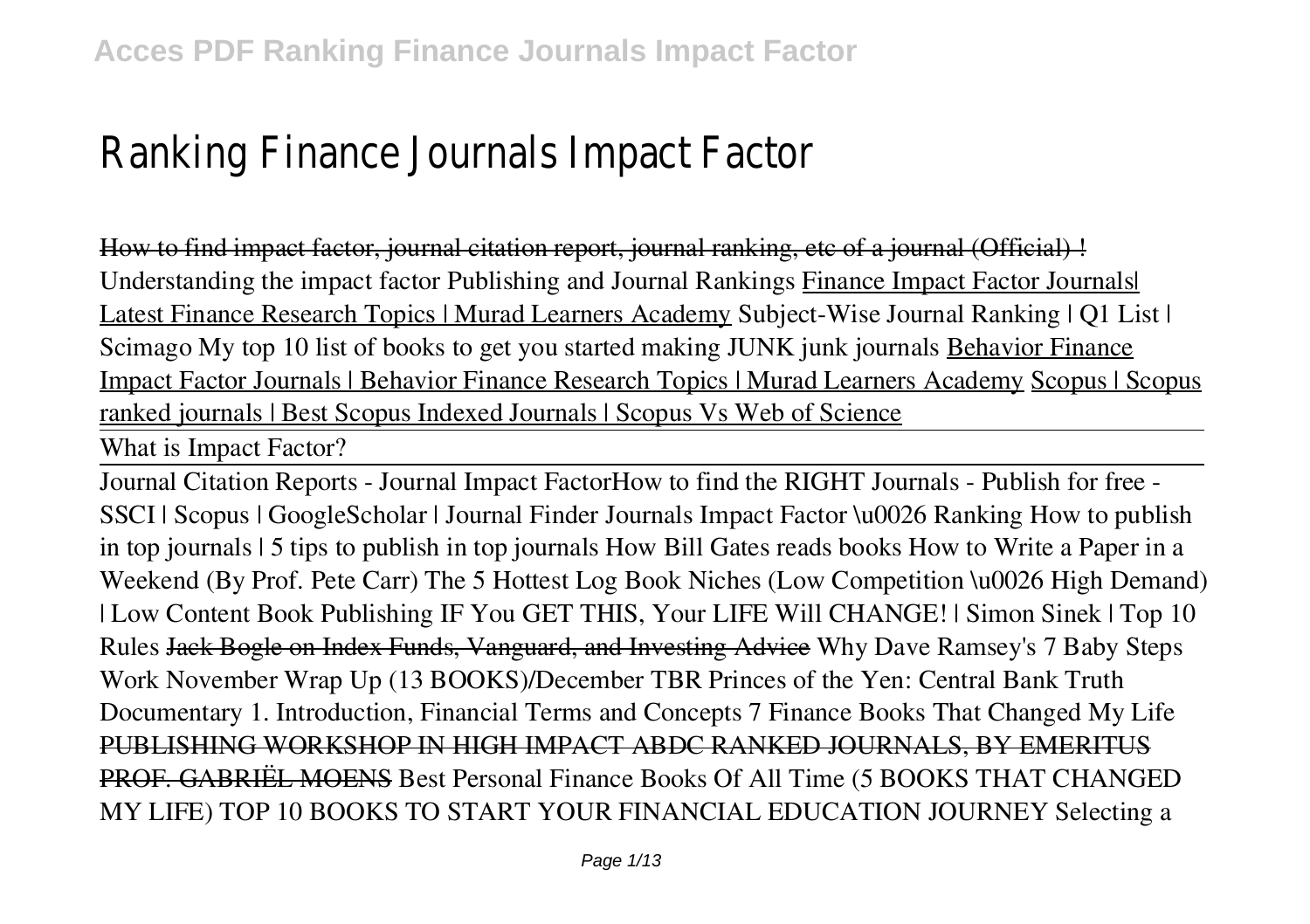# Ranking Finance Journals Impact Factor

~~How to find impact factor, journal citation report, journal ranking, etc of a journal (Official) !~~ Understanding the impact factor Publishing and Journal Rankings Finance Impact Factor Journals| Latest Finance Research Topics | Murad Learners Academy Subject-Wise Journal Ranking | Q1 List | Scimago My top 10 list of books to get you started making JUNK junk journals Behavior Finance Impact Factor Journals | Behavior Finance Research Topics | Murad Learners Academy Scopus | Scopus ranked journals | Best Scopus Indexed Journals | Scopus Vs Web of Science

What is Impact Factor?

Journal Citation Reports - Journal Impact FactorHow to find the RIGHT Journals - Publish for free - SSCI | Scopus | GoogleScholar | Journal Finder Journals Impact Factor \u0026 Ranking How to publish in top journals | 5 tips to publish in top journals How Bill Gates reads books How to Write a Paper in a Weekend (By Prof. Pete Carr) The 5 Hottest Log Book Niches (Low Competition \u0026 High Demand) | Low Content Book Publishing IF You GET THIS, Your LIFE Will CHANGE! | Simon Sinek | Top 10 Rules ~~Jack Bogle on Index Funds, Vanguard, and Investing Advice~~ Why Dave Ramsey's 7 Baby Steps Work November Wrap Up (13 BOOKS)/December TBR Princes of the Yen: Central Bank Truth Documentary 1. Introduction, Financial Terms and Concepts 7 Finance Books That Changed My Life ~~PUBLISHING WORKSHOP IN HIGH IMPACT ABDC RANKED JOURNALS, BY EMERITUS PROF. GABRIËL MOENS~~ Best Personal Finance Books Of All Time (5 BOOKS THAT CHANGED MY LIFE) TOP 10 BOOKS TO START YOUR FINANCIAL EDUCATION JOURNEY Selecting a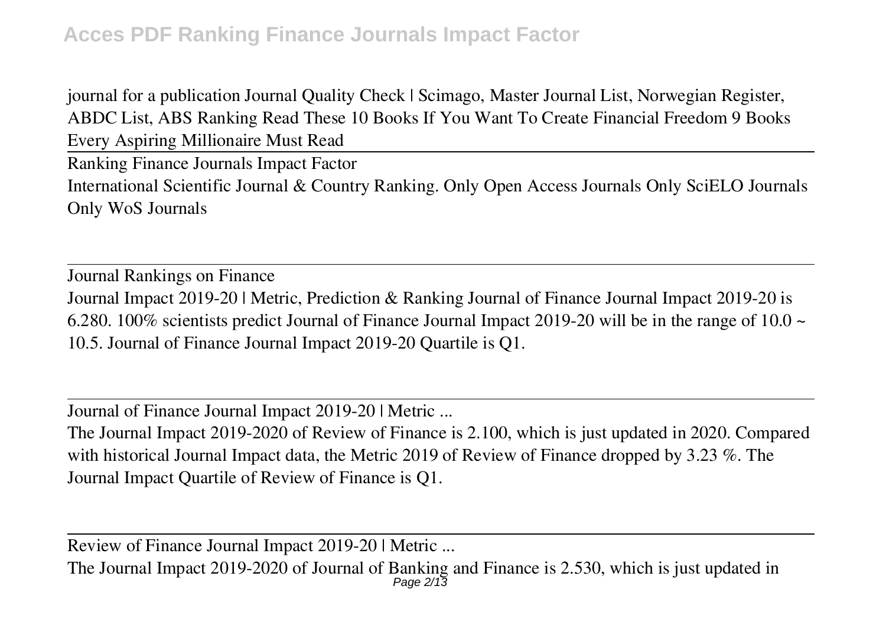journal for a publication Journal Quality Check | Scimago, Master Journal List, Norwegian Register, ABDC List, ABS Ranking Read These 10 Books If You Want To Create Financial Freedom 9 Books Every Aspiring Millionaire Must Read

## Ranking Finance Journals Impact Factor

International Scientific Journal & Country Ranking. Only Open Access Journals Only SciELO Journals Only WoS Journals

## Journal Rankings on Finance

Journal Impact 2019-20 | Metric, Prediction & Ranking Journal of Finance Journal Impact 2019-20 is 6.280. 100% scientists predict Journal of Finance Journal Impact 2019-20 will be in the range of 10.0 ~ 10.5. Journal of Finance Journal Impact 2019-20 Quartile is Q1.

## Journal of Finance Journal Impact 2019-20 | Metric ...

The Journal Impact 2019-2020 of Review of Finance is 2.100, which is just updated in 2020. Compared with historical Journal Impact data, the Metric 2019 of Review of Finance dropped by 3.23 %. The Journal Impact Quartile of Review of Finance is Q1.

## Review of Finance Journal Impact 2019-20 | Metric ...

The Journal Impact 2019-2020 of Journal of Banking and Finance is 2.530, which is just updated in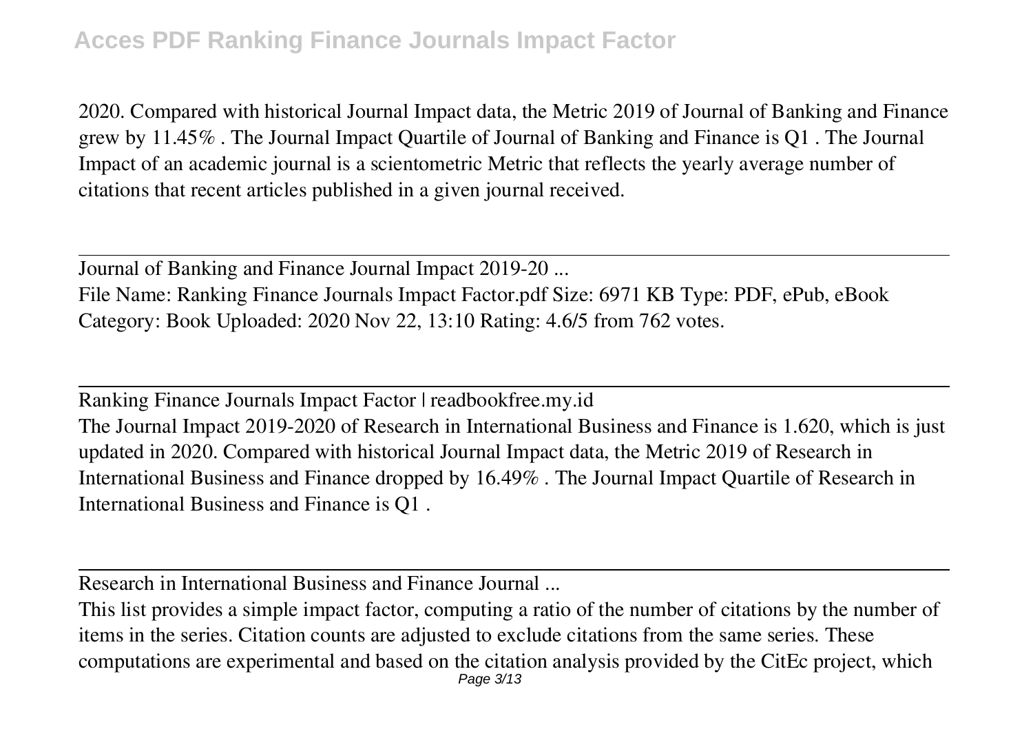2020. Compared with historical Journal Impact data, the Metric 2019 of Journal of Banking and Finance grew by 11.45% . The Journal Impact Quartile of Journal of Banking and Finance is Q1 . The Journal Impact of an academic journal is a scientometric Metric that reflects the yearly average number of citations that recent articles published in a given journal received.

---

Journal of Banking and Finance Journal Impact 2019-20 ...

File Name: Ranking Finance Journals Impact Factor.pdf Size: 6971 KB Type: PDF, ePub, eBook Category: Book Uploaded: 2020 Nov 22, 13:10 Rating: 4.6/5 from 762 votes.

---

Ranking Finance Journals Impact Factor | readbookfree.my.id

The Journal Impact 2019-2020 of Research in International Business and Finance is 1.620, which is just updated in 2020. Compared with historical Journal Impact data, the Metric 2019 of Research in International Business and Finance dropped by 16.49% . The Journal Impact Quartile of Research in International Business and Finance is Q1 .

---

Research in International Business and Finance Journal ...

This list provides a simple impact factor, computing a ratio of the number of citations by the number of items in the series. Citation counts are adjusted to exclude citations from the same series. These computations are experimental and based on the citation analysis provided by the CitEc project, which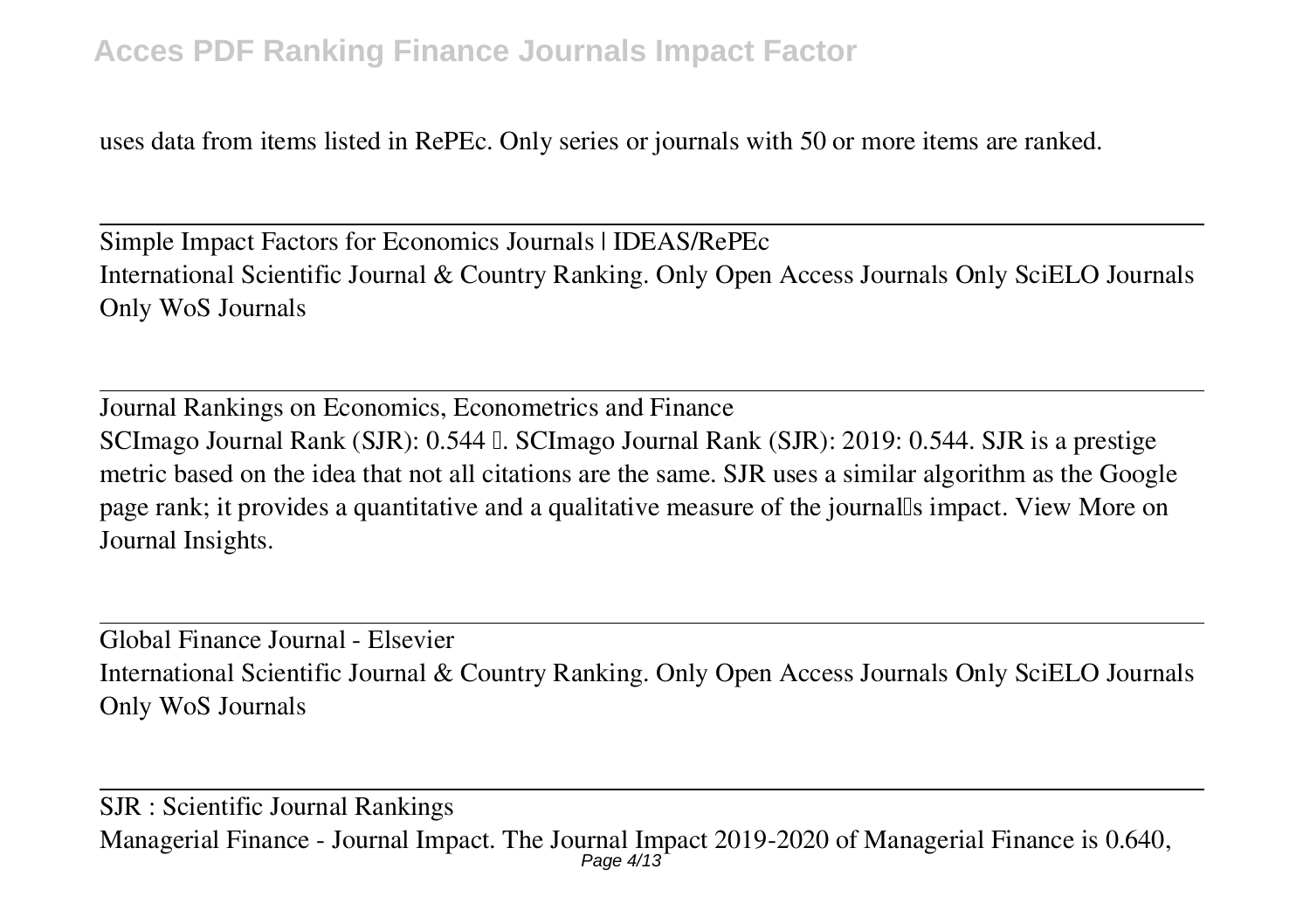uses data from items listed in RePEc. Only series or journals with 50 or more items are ranked.

---

Simple Impact Factors for Economics Journals | IDEAS/RePEc
International Scientific Journal & Country Ranking. Only Open Access Journals Only SciELO Journals Only WoS Journals

---

Journal Rankings on Economics, Econometrics and Finance
SCImago Journal Rank (SJR): 0.544 . SCImago Journal Rank (SJR): 2019: 0.544. SJR is a prestige metric based on the idea that not all citations are the same. SJR uses a similar algorithm as the Google page rank; it provides a quantitative and a qualitative measure of the journal's impact. View More on Journal Insights.

---

Global Finance Journal - Elsevier
International Scientific Journal & Country Ranking. Only Open Access Journals Only SciELO Journals Only WoS Journals

---

SJR : Scientific Journal Rankings
Managerial Finance - Journal Impact. The Journal Impact 2019-2020 of Managerial Finance is 0.640,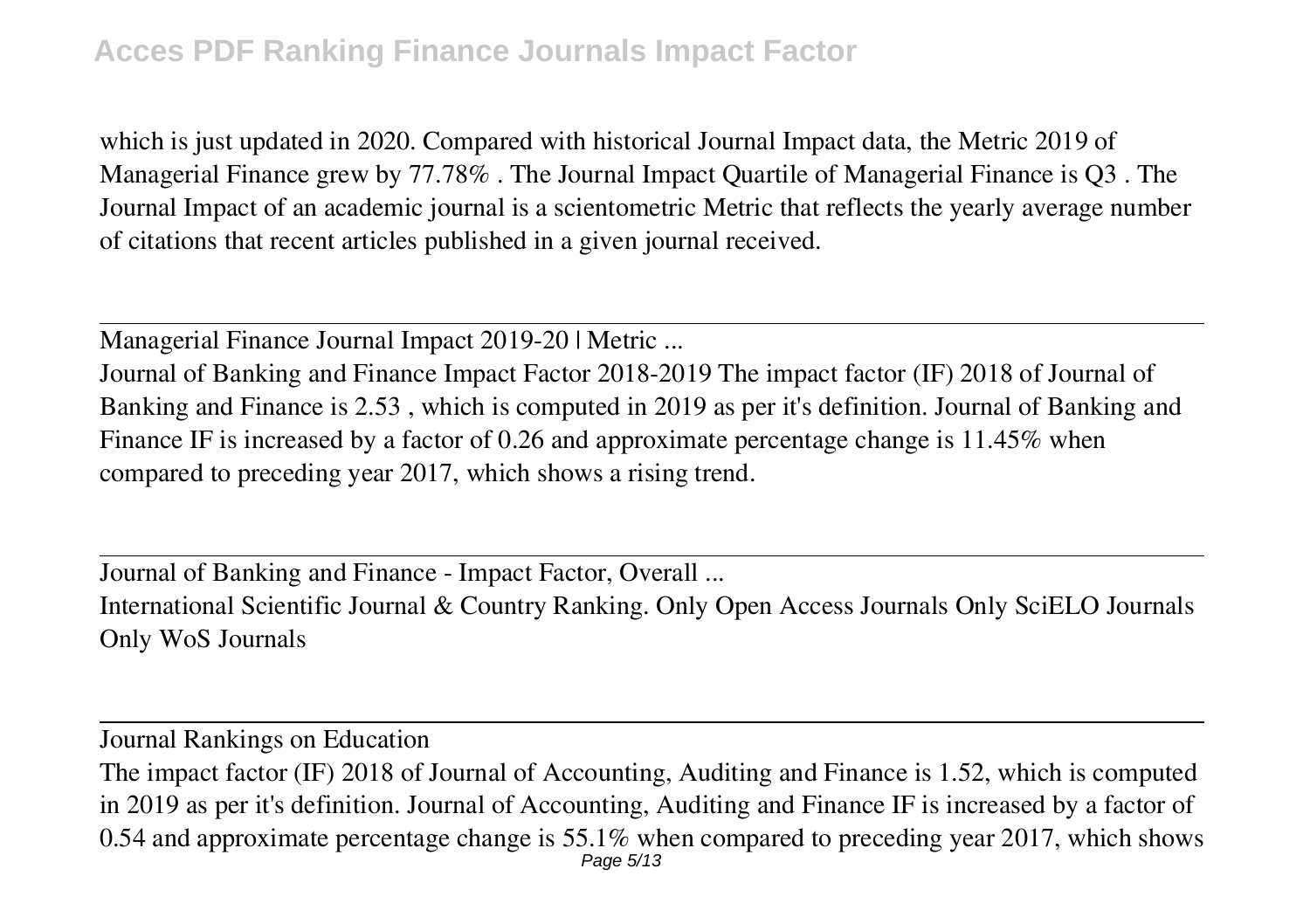which is just updated in 2020. Compared with historical Journal Impact data, the Metric 2019 of Managerial Finance grew by 77.78% . The Journal Impact Quartile of Managerial Finance is Q3 . The Journal Impact of an academic journal is a scientometric Metric that reflects the yearly average number of citations that recent articles published in a given journal received.

---

Managerial Finance Journal Impact 2019-20 | Metric ...

Journal of Banking and Finance Impact Factor 2018-2019 The impact factor (IF) 2018 of Journal of Banking and Finance is 2.53 , which is computed in 2019 as per it's definition. Journal of Banking and Finance IF is increased by a factor of 0.26 and approximate percentage change is 11.45% when compared to preceding year 2017, which shows a rising trend.

---

Journal of Banking and Finance - Impact Factor, Overall ...

International Scientific Journal & Country Ranking. Only Open Access Journals Only SciELO Journals Only WoS Journals

---

Journal Rankings on Education

The impact factor (IF) 2018 of Journal of Accounting, Auditing and Finance is 1.52, which is computed in 2019 as per it's definition. Journal of Accounting, Auditing and Finance IF is increased by a factor of 0.54 and approximate percentage change is 55.1% when compared to preceding year 2017, which shows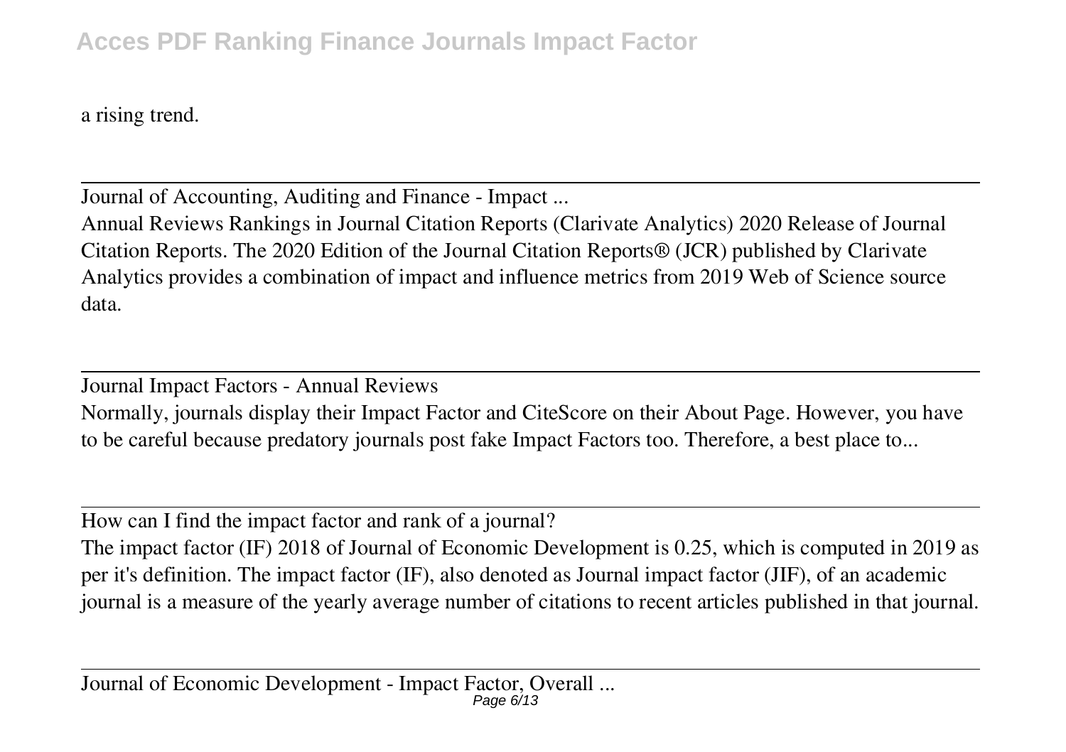a rising trend.

---

Journal of Accounting, Auditing and Finance - Impact ...

Annual Reviews Rankings in Journal Citation Reports (Clarivate Analytics) 2020 Release of Journal Citation Reports. The 2020 Edition of the Journal Citation Reports® (JCR) published by Clarivate Analytics provides a combination of impact and influence metrics from 2019 Web of Science source data.

---

Journal Impact Factors - Annual Reviews

Normally, journals display their Impact Factor and CiteScore on their About Page. However, you have to be careful because predatory journals post fake Impact Factors too. Therefore, a best place to...

---

How can I find the impact factor and rank of a journal?

The impact factor (IF) 2018 of Journal of Economic Development is 0.25, which is computed in 2019 as per it's definition. The impact factor (IF), also denoted as Journal impact factor (JIF), of an academic journal is a measure of the yearly average number of citations to recent articles published in that journal.

---

Journal of Economic Development - Impact Factor, Overall ...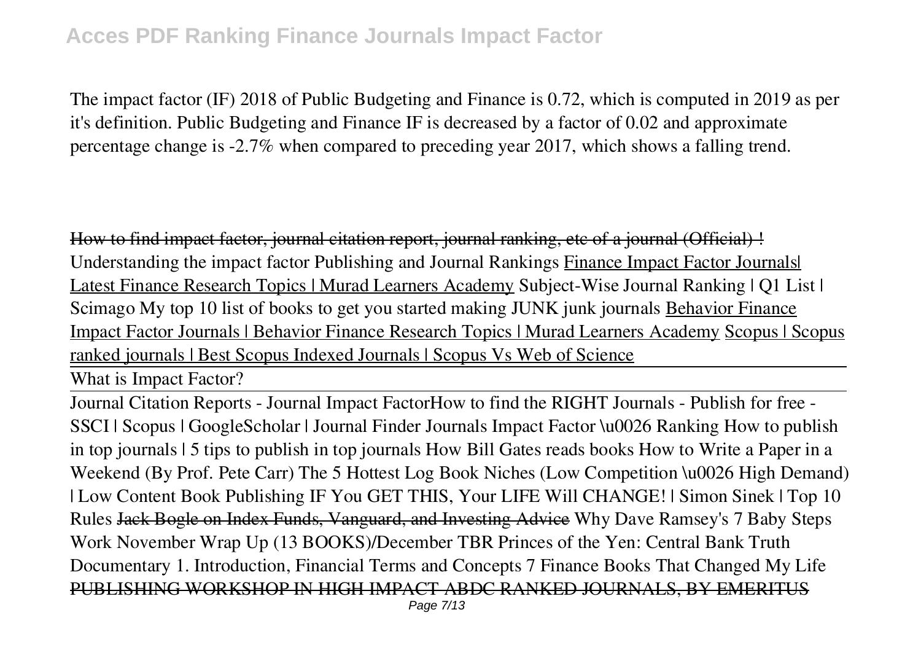The impact factor (IF) 2018 of Public Budgeting and Finance is 0.72, which is computed in 2019 as per it's definition. Public Budgeting and Finance IF is decreased by a factor of 0.02 and approximate percentage change is -2.7% when compared to preceding year 2017, which shows a falling trend.

~~How to find impact factor, journal citation report, journal ranking, etc of a journal (Official) !~~ Understanding the impact factor Publishing and Journal Rankings Finance Impact Factor Journals| Latest Finance Research Topics | Murad Learners Academy Subject-Wise Journal Ranking | Q1 List | Scimago My top 10 list of books to get you started making JUNK junk journals Behavior Finance Impact Factor Journals | Behavior Finance Research Topics | Murad Learners Academy Scopus | Scopus ranked journals | Best Scopus Indexed Journals | Scopus Vs Web of Science

What is Impact Factor?

Journal Citation Reports - Journal Impact FactorHow to find the RIGHT Journals - Publish for free - SSCI | Scopus | GoogleScholar | Journal Finder Journals Impact Factor \u0026 Ranking How to publish in top journals | 5 tips to publish in top journals How Bill Gates reads books How to Write a Paper in a Weekend (By Prof. Pete Carr) The 5 Hottest Log Book Niches (Low Competition \u0026 High Demand) | Low Content Book Publishing IF You GET THIS, Your LIFE Will CHANGE! | Simon Sinek | Top 10 Rules ~~Jack Bogle on Index Funds, Vanguard, and Investing Advice~~ Why Dave Ramsey's 7 Baby Steps Work November Wrap Up (13 BOOKS)/December TBR Princes of the Yen: Central Bank Truth Documentary 1. Introduction, Financial Terms and Concepts 7 Finance Books That Changed My Life ~~PUBLISHING WORKSHOP IN HIGH IMPACT ABDC RANKED JOURNALS, BY EMERITUS~~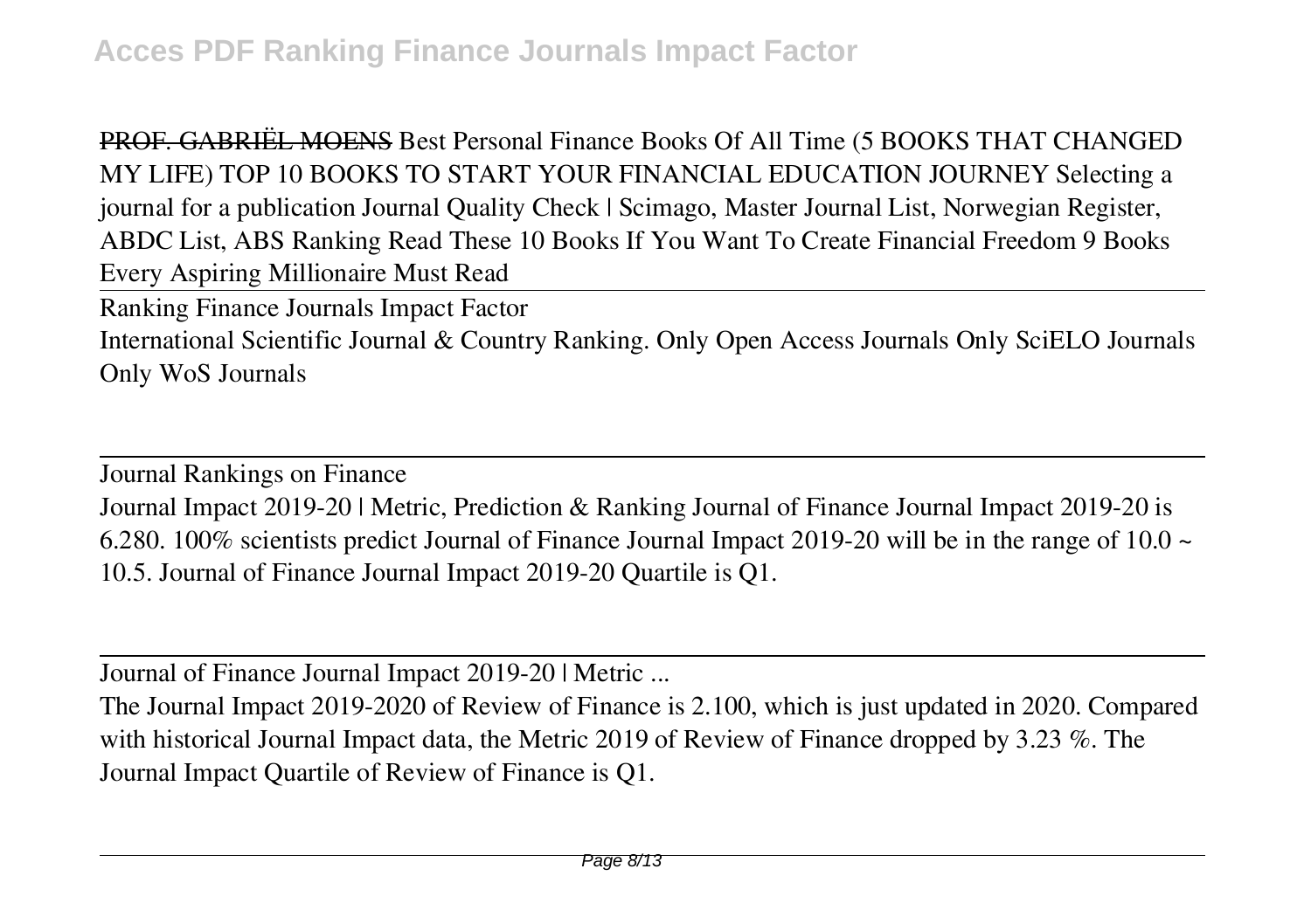~~PROF. GABRIËL MOENS~~ Best Personal Finance Books Of All Time (5 BOOKS THAT CHANGED MY LIFE) TOP 10 BOOKS TO START YOUR FINANCIAL EDUCATION JOURNEY Selecting a journal for a publication Journal Quality Check | Scimago, Master Journal List, Norwegian Register, ABDC List, ABS Ranking Read These 10 Books If You Want To Create Financial Freedom 9 Books Every Aspiring Millionaire Must Read

---

Ranking Finance Journals Impact Factor

International Scientific Journal & Country Ranking. Only Open Access Journals Only SciELO Journals Only WoS Journals

---

Journal Rankings on Finance

Journal Impact 2019-20 | Metric, Prediction & Ranking Journal of Finance Journal Impact 2019-20 is 6.280. 100% scientists predict Journal of Finance Journal Impact 2019-20 will be in the range of 10.0 ~ 10.5. Journal of Finance Journal Impact 2019-20 Quartile is Q1.

---

Journal of Finance Journal Impact 2019-20 | Metric ...

The Journal Impact 2019-2020 of Review of Finance is 2.100, which is just updated in 2020. Compared with historical Journal Impact data, the Metric 2019 of Review of Finance dropped by 3.23 %. The Journal Impact Quartile of Review of Finance is Q1.

---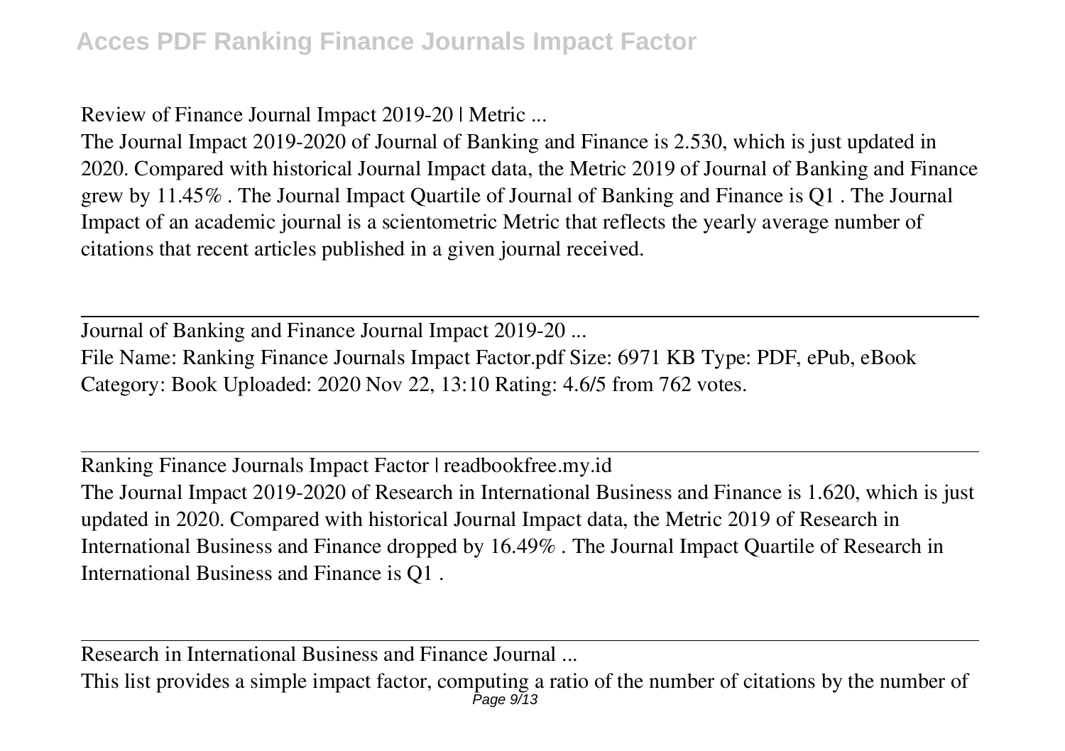Review of Finance Journal Impact 2019-20 | Metric ...

The Journal Impact 2019-2020 of Journal of Banking and Finance is 2.530, which is just updated in 2020. Compared with historical Journal Impact data, the Metric 2019 of Journal of Banking and Finance grew by 11.45% . The Journal Impact Quartile of Journal of Banking and Finance is Q1 . The Journal Impact of an academic journal is a scientometric Metric that reflects the yearly average number of citations that recent articles published in a given journal received.

---

Journal of Banking and Finance Journal Impact 2019-20 ...

File Name: Ranking Finance Journals Impact Factor.pdf Size: 6971 KB Type: PDF, ePub, eBook Category: Book Uploaded: 2020 Nov 22, 13:10 Rating: 4.6/5 from 762 votes.

---

Ranking Finance Journals Impact Factor | readbookfree.my.id

The Journal Impact 2019-2020 of Research in International Business and Finance is 1.620, which is just updated in 2020. Compared with historical Journal Impact data, the Metric 2019 of Research in International Business and Finance dropped by 16.49% . The Journal Impact Quartile of Research in International Business and Finance is Q1 .

---

Research in International Business and Finance Journal ...

This list provides a simple impact factor, computing a ratio of the number of citations by the number of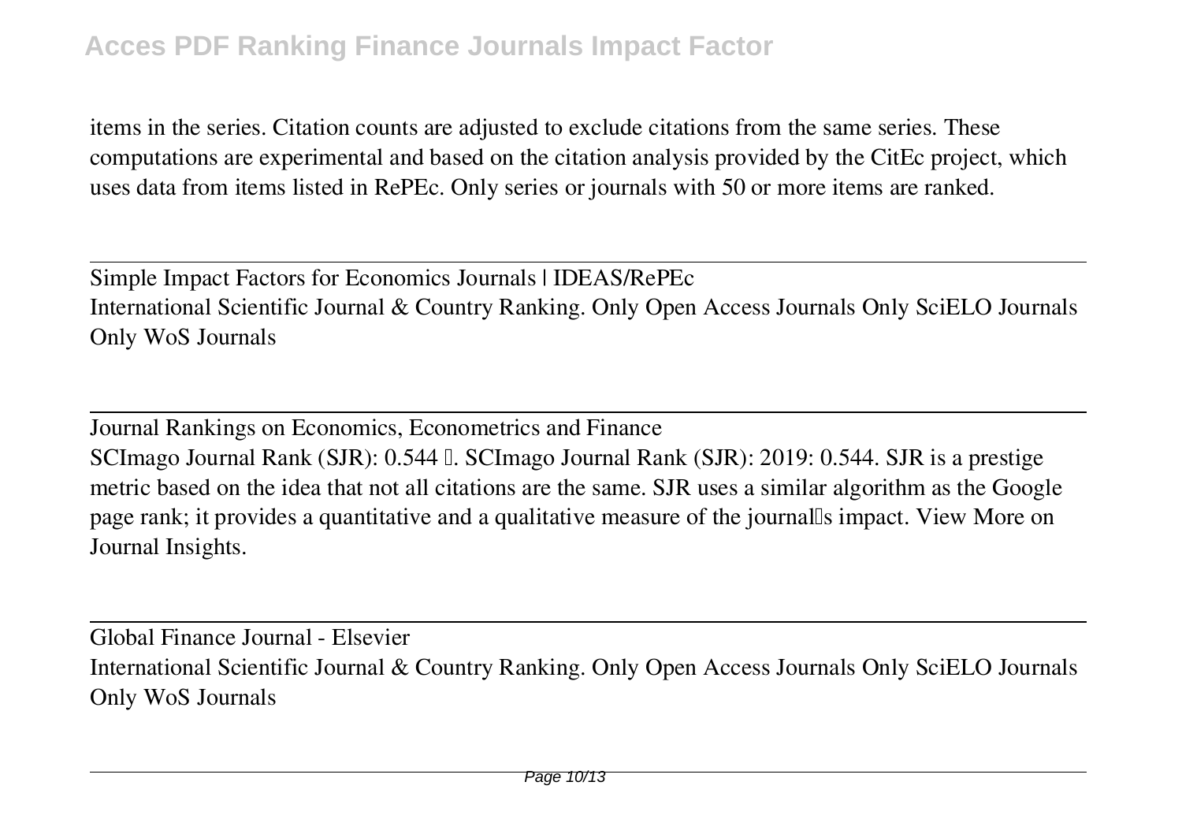items in the series. Citation counts are adjusted to exclude citations from the same series. These computations are experimental and based on the citation analysis provided by the CitEc project, which uses data from items listed in RePEc. Only series or journals with 50 or more items are ranked.

---

Simple Impact Factors for Economics Journals | IDEAS/RePEc
International Scientific Journal & Country Ranking. Only Open Access Journals Only SciELO Journals Only WoS Journals

---

Journal Rankings on Economics, Econometrics and Finance
SCImago Journal Rank (SJR): 0.544 . SCImago Journal Rank (SJR): 2019: 0.544. SJR is a prestige metric based on the idea that not all citations are the same. SJR uses a similar algorithm as the Google page rank; it provides a quantitative and a qualitative measure of the journal's impact. View More on Journal Insights.

---

Global Finance Journal - Elsevier
International Scientific Journal & Country Ranking. Only Open Access Journals Only SciELO Journals Only WoS Journals

---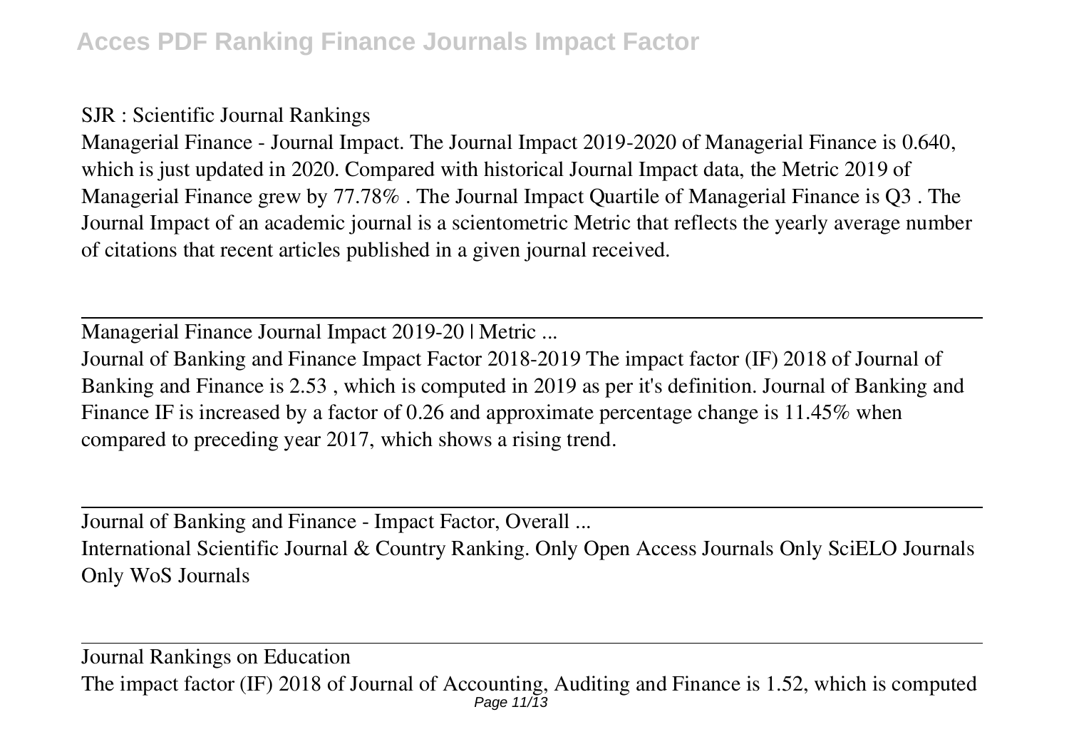SJR : Scientific Journal Rankings

Managerial Finance - Journal Impact. The Journal Impact 2019-2020 of Managerial Finance is 0.640, which is just updated in 2020. Compared with historical Journal Impact data, the Metric 2019 of Managerial Finance grew by 77.78% . The Journal Impact Quartile of Managerial Finance is Q3 . The Journal Impact of an academic journal is a scientometric Metric that reflects the yearly average number of citations that recent articles published in a given journal received.

---

Managerial Finance Journal Impact 2019-20 | Metric ...

Journal of Banking and Finance Impact Factor 2018-2019 The impact factor (IF) 2018 of Journal of Banking and Finance is 2.53 , which is computed in 2019 as per it's definition. Journal of Banking and Finance IF is increased by a factor of 0.26 and approximate percentage change is 11.45% when compared to preceding year 2017, which shows a rising trend.

---

Journal of Banking and Finance - Impact Factor, Overall ...

International Scientific Journal & Country Ranking. Only Open Access Journals Only SciELO Journals Only WoS Journals

---

Journal Rankings on Education

The impact factor (IF) 2018 of Journal of Accounting, Auditing and Finance is 1.52, which is computed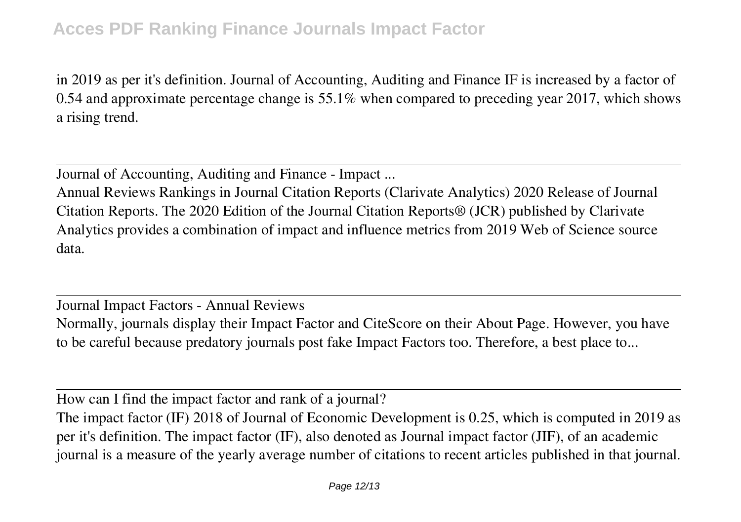in 2019 as per it's definition. Journal of Accounting, Auditing and Finance IF is increased by a factor of 0.54 and approximate percentage change is 55.1% when compared to preceding year 2017, which shows a rising trend.

---

Journal of Accounting, Auditing and Finance - Impact ...

Annual Reviews Rankings in Journal Citation Reports (Clarivate Analytics) 2020 Release of Journal Citation Reports. The 2020 Edition of the Journal Citation Reports® (JCR) published by Clarivate Analytics provides a combination of impact and influence metrics from 2019 Web of Science source data.

---

Journal Impact Factors - Annual Reviews

Normally, journals display their Impact Factor and CiteScore on their About Page. However, you have to be careful because predatory journals post fake Impact Factors too. Therefore, a best place to...

---

How can I find the impact factor and rank of a journal?

The impact factor (IF) 2018 of Journal of Economic Development is 0.25, which is computed in 2019 as per it's definition. The impact factor (IF), also denoted as Journal impact factor (JIF), of an academic journal is a measure of the yearly average number of citations to recent articles published in that journal.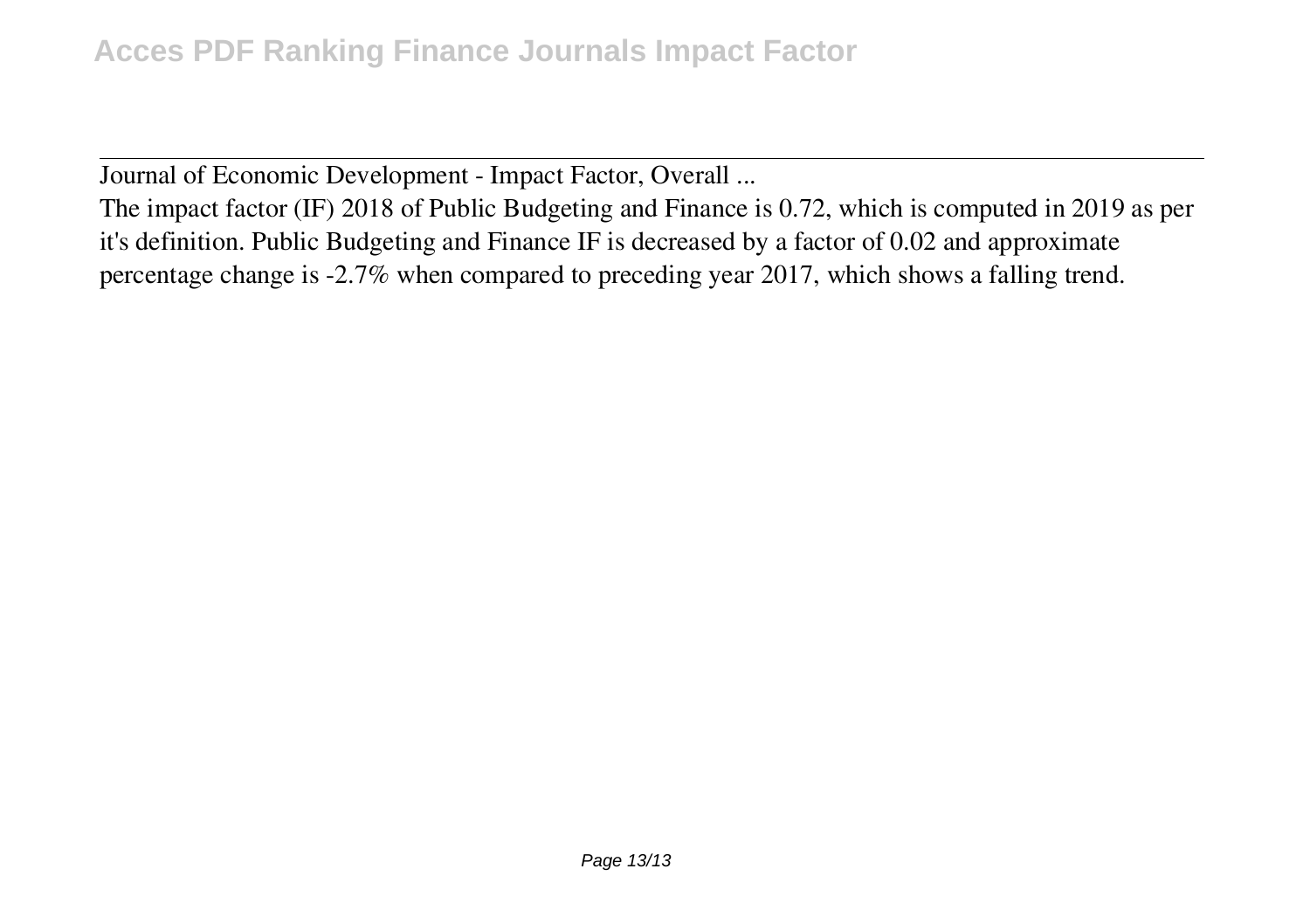Journal of Economic Development - Impact Factor, Overall ...

The impact factor (IF) 2018 of Public Budgeting and Finance is 0.72, which is computed in 2019 as per it's definition. Public Budgeting and Finance IF is decreased by a factor of 0.02 and approximate percentage change is -2.7% when compared to preceding year 2017, which shows a falling trend.